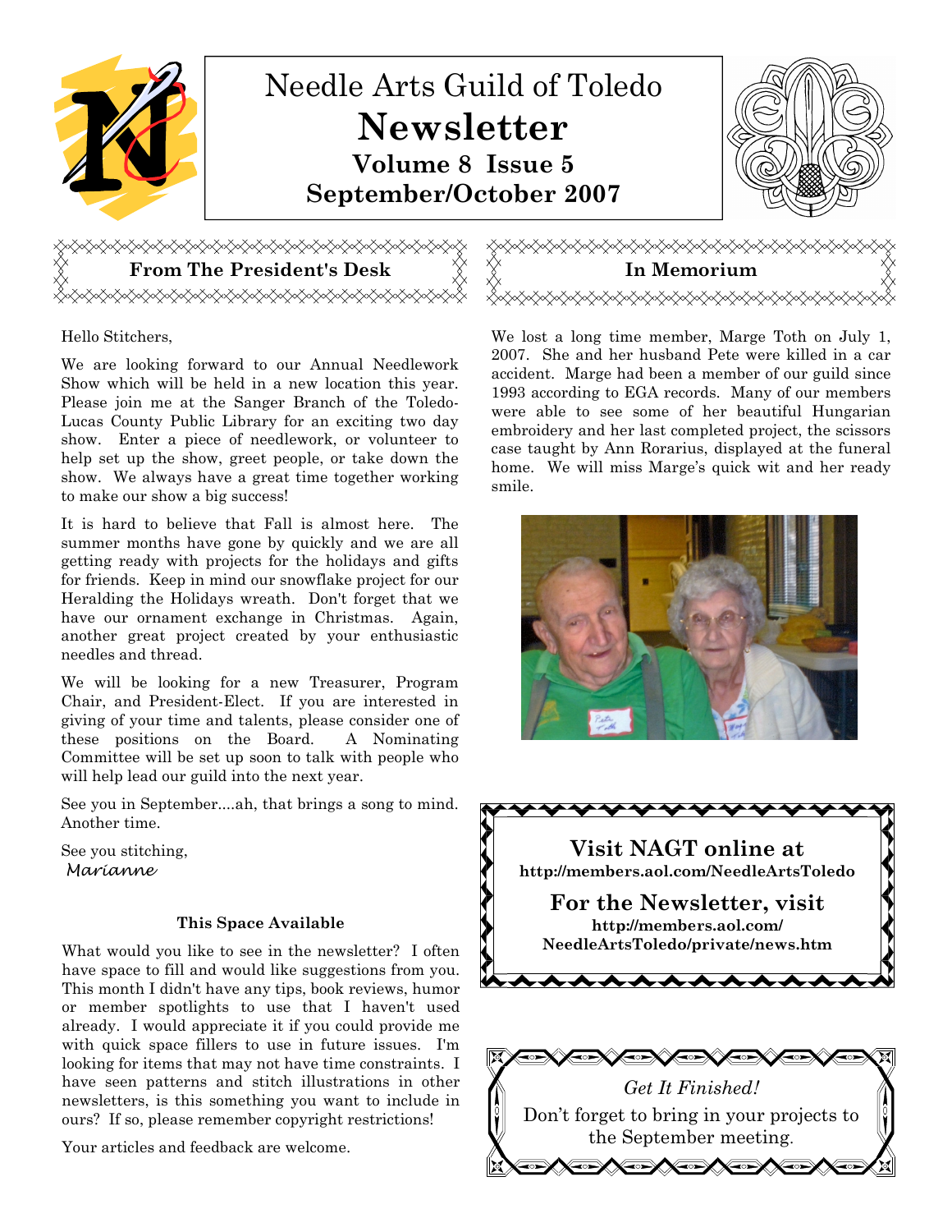# Needle Arts Guild of Toledo

# Newsletter

**Volume 8 Issue 5**

**September/October 2007**

## From The President's Desk

Hello Stitchers,

We are looking forward to our Annual Needlework Show which will be held in a new location this year. Please join me at the Sanger Branch of the Toledo-Lucas County Public Library for an exciting two day show. Enter a piece of needlework, or volunteer to help set up the show, greet people, or take down the show. We always have a great time together working to make our show a big success!

It is hard to believe that Fall is almost here. The summer months have gone by quickly and we are all getting ready with projects for the holidays and gifts for friends. Keep in mind our snowflake project for our Heralding the Holidays wreath. Don't forget that we have our ornament exchange in Christmas. Again, another great project created by your enthusiastic needles and thread.

We will be looking for a new Treasurer, Program Chair, and President-Elect. If you are interested in giving of your time and talents, please consider one of these positions on the Board. A Nominating Committee will be set up soon to talk with people who will help lead our guild into the next year.

See you in September....ah, that brings a song to mind. Another time.

See you stitching,

*Marianne*

### This Space Available

What would you like to see in the newsletter? I often have space to fill and would like suggestions from you. This month I didn't have any tips, book reviews, humor or member spotlights to use that I haven't used already. I would appreciate it if you could provide me with quick space fillers to use in future issues. I'm looking for items that may not have time constraints. I have seen patterns and stitch illustrations in other newsletters, is this something you want to include in ours? If so, please remember copyright restrictions!

Your articles and feedback are welcome.

## In Memorium

We lost a long time member, Marge Toth on July 1, 2007. She and her husband Pete were killed in a car accident. Marge had been a member of our guild since 1993 according to EGA records. Many of our members were able to see some of her beautiful Hungarian embroidery and her last completed project, the scissors case taught by Ann Rorarius, displayed at the funeral home. We will miss Marge's quick wit and her ready smile.

**Visit NAGT online at**
**http://members.aol.com/NeedleArtsToledo**

**For the Newsletter, visit**
**http://members.aol.com/NeedleArtsToledo/private/news.htm**

*Get It Finished!*

Don't forget to bring in your projects to the September meeting.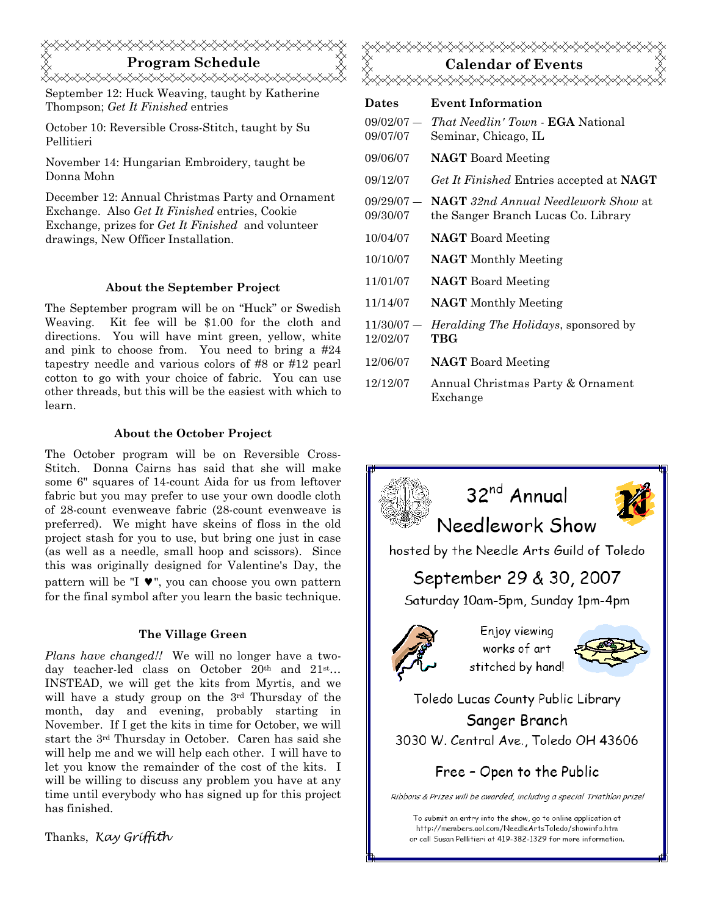## Program Schedule

September 12: Huck Weaving, taught by Katherine Thompson; *Get It Finished* entries

October 10: Reversible Cross-Stitch, taught by Su Pellitieri

November 14: Hungarian Embroidery, taught be Donna Mohn

December 12: Annual Christmas Party and Ornament Exchange. Also *Get It Finished* entries, Cookie Exchange, prizes for *Get It Finished* and volunteer drawings, New Officer Installation.

### About the September Project

The September program will be on "Huck" or Swedish Weaving. Kit fee will be $1.00 for the cloth and directions. You will have mint green, yellow, white and pink to choose from. You need to bring a #24 tapestry needle and various colors of #8 or #12 pearl cotton to go with your choice of fabric. You can use other threads, but this will be the easiest with which to learn.

### About the October Project

The October program will be on Reversible Cross-Stitch. Donna Cairns has said that she will make some 6" squares of 14-count Aida for us from leftover fabric but you may prefer to use your own doodle cloth of 28-count evenweave fabric (28-count evenweave is preferred). We might have skeins of floss in the old project stash for you to use, but bring one just in case (as well as a needle, small hoop and scissors). Since this was originally designed for Valentine's Day, the pattern will be "I ♥", you can choose you own pattern for the final symbol after you learn the basic technique.

### The Village Green

*Plans have changed!!* We will no longer have a two-day teacher-led class on October 20th and 21st… INSTEAD, we will get the kits from Myrtis, and we will have a study group on the 3rd Thursday of the month, day and evening, probably starting in November. If I get the kits in time for October, we will start the 3rd Thursday in October. Caren has said she will help me and we will help each other. I will have to let you know the remainder of the cost of the kits. I will be willing to discuss any problem you have at any time until everybody who has signed up for this project has finished.

Thanks, *Kay Griffith*

## Calendar of Events

| Dates | Event Information |
|---|---|
| 09/02/07 — 09/07/07 | *That Needlin' Town* - **EGA** National Seminar, Chicago, IL |
| 09/06/07 | **NAGT** Board Meeting |
| 09/12/07 | *Get It Finished* Entries accepted at **NAGT** |
| 09/29/07 — 09/30/07 | **NAGT** *32nd Annual Needlework Show* at the Sanger Branch Lucas Co. Library |
| 10/04/07 | **NAGT** Board Meeting |
| 10/10/07 | **NAGT** Monthly Meeting |
| 11/01/07 | **NAGT** Board Meeting |
| 11/14/07 | **NAGT** Monthly Meeting |
| 11/30/07 — 12/02/07 | *Heralding The Holidays*, sponsored by **TBG** |
| 12/06/07 | **NAGT** Board Meeting |
| 12/12/07 | Annual Christmas Party & Ornament Exchange |

## 32nd Annual Needlework Show

hosted by the Needle Arts Guild of Toledo

### September 29 & 30, 2007

Saturday 10am-5pm, Sunday 1pm-4pm

Enjoy viewing works of art stitched by hand!

Toledo Lucas County Public Library
Sanger Branch
3030 W. Central Ave., Toledo OH 43606

**Free – Open to the Public**

*Ribbons & Prizes will be awarded, including a special Triathlon prize!*

To submit an entry into the show, go to online application at http://members.aol.com/NeedleArtsToledo/showinfo.htm or call Susan Pellitieri at 419-382-1329 for more information.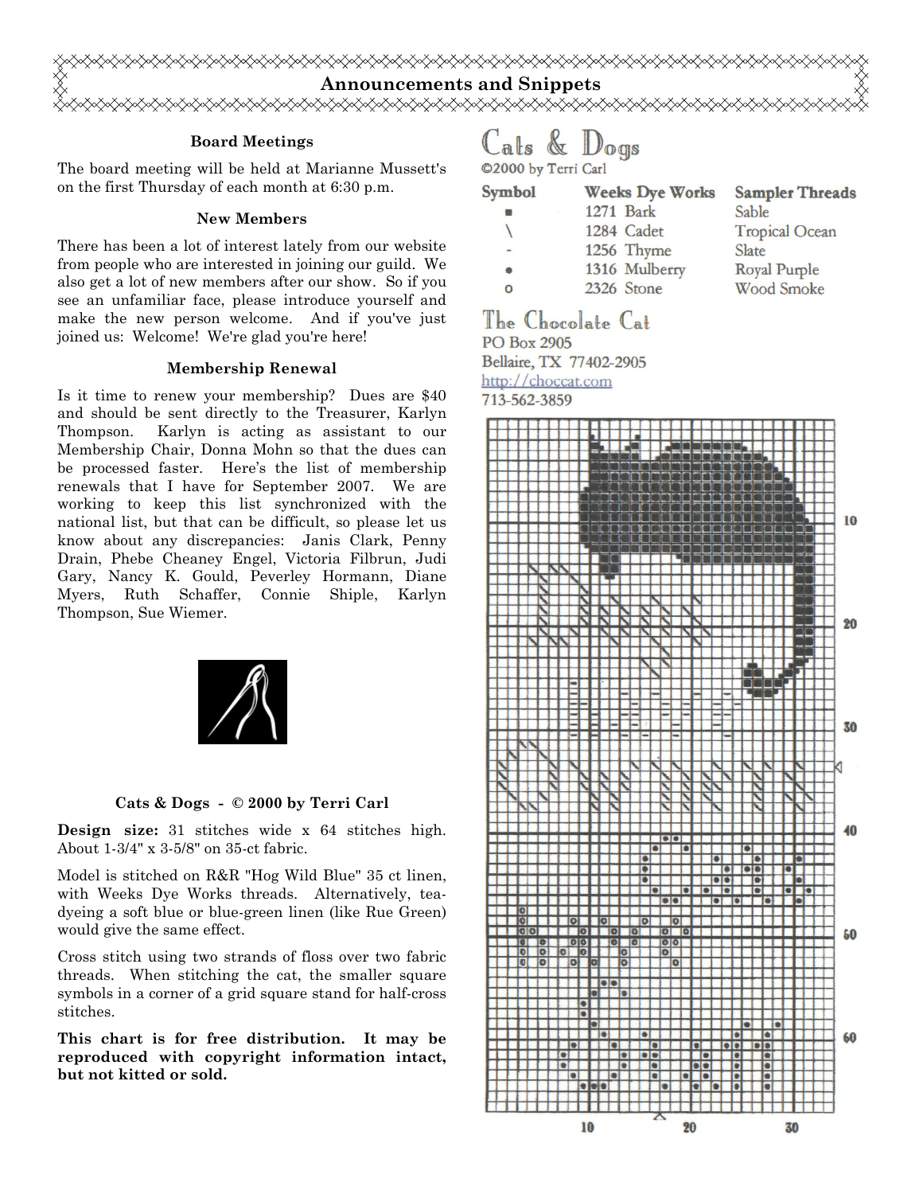## Announcements and Snippets

### Board Meetings

The board meeting will be held at Marianne Mussett's on the first Thursday of each month at 6:30 p.m.

### New Members

There has been a lot of interest lately from our website from people who are interested in joining our guild. We also get a lot of new members after our show. So if you see an unfamiliar face, please introduce yourself and make the new person welcome. And if you've just joined us: Welcome! We're glad you're here!

### Membership Renewal

Is it time to renew your membership? Dues are $40 and should be sent directly to the Treasurer, Karlyn Thompson. Karlyn is acting as assistant to our Membership Chair, Donna Mohn so that the dues can be processed faster. Here's the list of membership renewals that I have for September 2007. We are working to keep this list synchronized with the national list, but that can be difficult, so please let us know about any discrepancies: Janis Clark, Penny Drain, Phebe Cheaney Engel, Victoria Filbrun, Judi Gary, Nancy K. Gould, Peverley Hormann, Diane Myers, Ruth Schaffer, Connie Shiple, Karlyn Thompson, Sue Wiemer.

### Cats & Dogs - © 2000 by Terri Carl

**Design size:** 31 stitches wide x 64 stitches high. About 1-3/4" x 3-5/8" on 35-ct fabric.

Model is stitched on R&R "Hog Wild Blue" 35 ct linen, with Weeks Dye Works threads. Alternatively, tea-dyeing a soft blue or blue-green linen (like Rue Green) would give the same effect.

Cross stitch using two strands of floss over two fabric threads. When stitching the cat, the smaller square symbols in a corner of a grid square stand for half-cross stitches.

**This chart is for free distribution. It may be reproduced with copyright information intact, but not kitted or sold.**

## Cats & Dogs

©2000 by Terri Carl

| Symbol | Weeks Dye Works | Sampler Threads |
|---|---|---|
| ■ | 1271 Bark | Sable |
| \ | 1284 Cadet | Tropical Ocean |
| - | 1256 Thyme | Slate |
| ● | 1316 Mulberry | Royal Purple |
| o | 2326 Stone | Wood Smoke |

**The Chocolate Cat**
PO Box 2905
Bellaire, TX 77402-2905
http://choccat.com
713-562-3859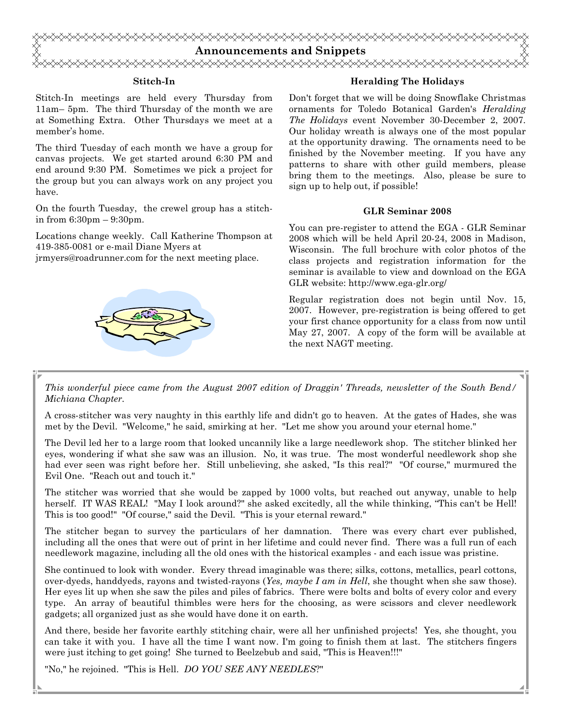# Announcements and Snippets

### Stitch-In

Stitch-In meetings are held every Thursday from 11am– 5pm. The third Thursday of the month we are at Something Extra. Other Thursdays we meet at a member's home.

The third Tuesday of each month we have a group for canvas projects. We get started around 6:30 PM and end around 9:30 PM. Sometimes we pick a project for the group but you can always work on any project you have.

On the fourth Tuesday, the crewel group has a stitch-in from 6:30pm – 9:30pm.

Locations change weekly. Call Katherine Thompson at 419-385-0081 or e-mail Diane Myers at jrmyers@roadrunner.com for the next meeting place.

### Heralding The Holidays

Don't forget that we will be doing Snowflake Christmas ornaments for Toledo Botanical Garden's *Heralding The Holidays* event November 30-December 2, 2007. Our holiday wreath is always one of the most popular at the opportunity drawing. The ornaments need to be finished by the November meeting. If you have any patterns to share with other guild members, please bring them to the meetings. Also, please be sure to sign up to help out, if possible!

### GLR Seminar 2008

You can pre-register to attend the EGA - GLR Seminar 2008 which will be held April 20-24, 2008 in Madison, Wisconsin. The full brochure with color photos of the class projects and registration information for the seminar is available to view and download on the EGA GLR website: http://www.ega-glr.org/

Regular registration does not begin until Nov. 15, 2007. However, pre-registration is being offered to get your first chance opportunity for a class from now until May 27, 2007. A copy of the form will be available at the next NAGT meeting.

---

*This wonderful piece came from the August 2007 edition of Draggin' Threads, newsletter of the South Bend/ Michiana Chapter.*

A cross-stitcher was very naughty in this earthly life and didn't go to heaven. At the gates of Hades, she was met by the Devil. "Welcome," he said, smirking at her. "Let me show you around your eternal home."

The Devil led her to a large room that looked uncannily like a large needlework shop. The stitcher blinked her eyes, wondering if what she saw was an illusion. No, it was true. The most wonderful needlework shop she had ever seen was right before her. Still unbelieving, she asked, "Is this real?" "Of course," murmured the Evil One. "Reach out and touch it."

The stitcher was worried that she would be zapped by 1000 volts, but reached out anyway, unable to help herself. IT WAS REAL! "May I look around?" she asked excitedly, all the while thinking, "This can't be Hell! This is too good!" "Of course," said the Devil. "This is your eternal reward."

The stitcher began to survey the particulars of her damnation. There was every chart ever published, including all the ones that were out of print in her lifetime and could never find. There was a full run of each needlework magazine, including all the old ones with the historical examples - and each issue was pristine.

She continued to look with wonder. Every thread imaginable was there; silks, cottons, metallics, pearl cottons, over-dyeds, handdyeds, rayons and twisted-rayons (*Yes, maybe I am in Hell*, she thought when she saw those). Her eyes lit up when she saw the piles and piles of fabrics. There were bolts and bolts of every color and every type. An array of beautiful thimbles were hers for the choosing, as were scissors and clever needlework gadgets; all organized just as she would have done it on earth.

And there, beside her favorite earthly stitching chair, were all her unfinished projects! Yes, she thought, you can take it with you. I have all the time I want now. I'm going to finish them at last. The stitchers fingers were just itching to get going! She turned to Beelzebub and said, "This is Heaven!!!"

"No," he rejoined. "This is Hell. *DO YOU SEE ANY NEEDLES*?"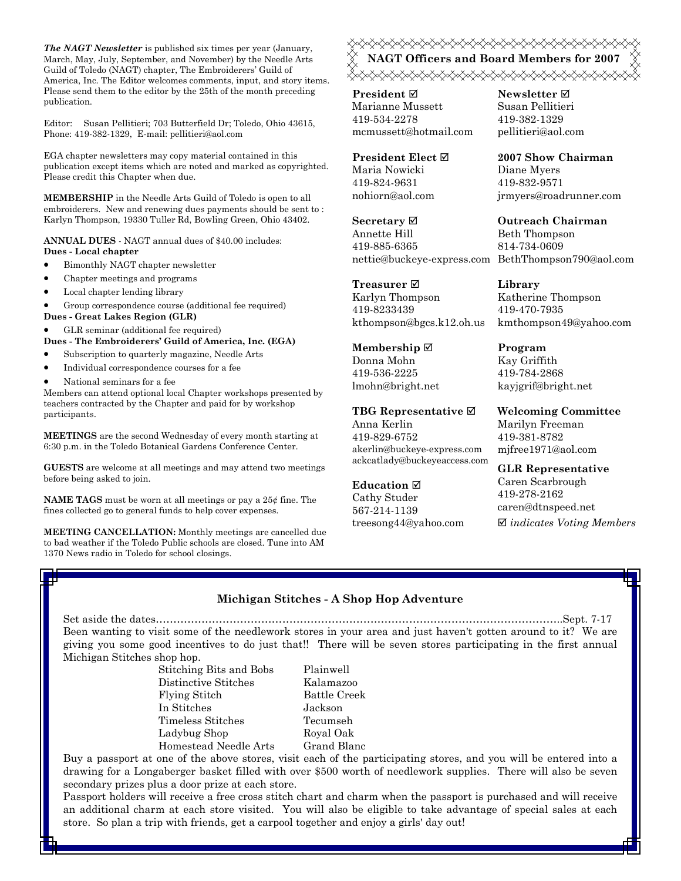***The NAGT Newsletter*** is published six times per year (January, March, May, July, September, and November) by the Needle Arts Guild of Toledo (NAGT) chapter, The Embroiderers' Guild of America, Inc. The Editor welcomes comments, input, and story items. Please send them to the editor by the 25th of the month preceding publication.

Editor: Susan Pellitieri; 703 Butterfield Dr; Toledo, Ohio 43615, Phone: 419-382-1329, E-mail: pellitieri@aol.com

EGA chapter newsletters may copy material contained in this publication except items which are noted and marked as copyrighted. Please credit this Chapter when due.

**MEMBERSHIP** in the Needle Arts Guild of Toledo is open to all embroiderers. New and renewing dues payments should be sent to : Karlyn Thompson, 19330 Tuller Rd, Bowling Green, Ohio 43402.

**ANNUAL DUES** - NAGT annual dues of $40.00 includes:

**Dues - Local chapter**

- Bimonthly NAGT chapter newsletter
- Chapter meetings and programs
- Local chapter lending library
- Group correspondence course (additional fee required)

**Dues - Great Lakes Region (GLR)**

- GLR seminar (additional fee required)

**Dues - The Embroiderers' Guild of America, Inc. (EGA)**

- Subscription to quarterly magazine, Needle Arts
- Individual correspondence courses for a fee
- National seminars for a fee

Members can attend optional local Chapter workshops presented by teachers contracted by the Chapter and paid for by workshop participants.

**MEETINGS** are the second Wednesday of every month starting at 6:30 p.m. in the Toledo Botanical Gardens Conference Center.

**GUESTS** are welcome at all meetings and may attend two meetings before being asked to join.

**NAME TAGS** must be worn at all meetings or pay a 25¢ fine. The fines collected go to general funds to help cover expenses.

**MEETING CANCELLATION:** Monthly meetings are cancelled due to bad weather if the Toledo Public schools are closed. Tune into AM 1370 News radio in Toledo for school closings.

## NAGT Officers and Board Members for 2007

**President ☑**
Marianne Mussett
419-534-2278
mcmussett@hotmail.com

**President Elect ☑**
Maria Nowicki
419-824-9631
nohiorn@aol.com

**Secretary ☑**
Annette Hill
419-885-6365
nettie@buckeye-express.com

**Treasurer ☑**
Karlyn Thompson
419-8233439
kthompson@bgcs.k12.oh.us

**Membership ☑**
Donna Mohn
419-536-2225
lmohn@bright.net

**TBG Representative ☑**
Anna Kerlin
419-829-6752
akerlin@buckeye-express.com
ackcatlady@buckeyeaccess.com

**Education ☑**
Cathy Studer
567-214-1139
treesong44@yahoo.com

**Newsletter ☑**
Susan Pellitieri
419-382-1329
pellitieri@aol.com

**2007 Show Chairman**
Diane Myers
419-832-9571
jrmyers@roadrunner.com

**Outreach Chairman**
Beth Thompson
814-734-0609
BethThompson790@aol.com

**Library**
Katherine Thompson
419-470-7935
kmthompson49@yahoo.com

**Program**
Kay Griffith
419-784-2868
kayjgrif@bright.net

**Welcoming Committee**
Marilyn Freeman
419-381-8782
mjfree1971@aol.com

**GLR Representative**
Caren Scarbrough
419-278-2162
caren@dtnspeed.net

☑ *indicates Voting Members*

## Michigan Stitches - A Shop Hop Adventure

Set aside the dates……………………………………………………………………………………………….Sept. 7-17

Been wanting to visit some of the needlework stores in your area and just haven't gotten around to it? We are giving you some good incentives to do just that!! There will be seven stores participating in the first annual Michigan Stitches shop hop.

| | |
|---|---|
| Stitching Bits and Bobs | Plainwell |
| Distinctive Stitches | Kalamazoo |
| Flying Stitch | Battle Creek |
| In Stitches | Jackson |
| Timeless Stitches | Tecumseh |
| Ladybug Shop | Royal Oak |
| Homestead Needle Arts | Grand Blanc |

Buy a passport at one of the above stores, visit each of the participating stores, and you will be entered into a drawing for a Longaberger basket filled with over $500 worth of needlework supplies. There will also be seven secondary prizes plus a door prize at each store.

Passport holders will receive a free cross stitch chart and charm when the passport is purchased and will receive an additional charm at each store visited. You will also be eligible to take advantage of special sales at each store. So plan a trip with friends, get a carpool together and enjoy a girls' day out!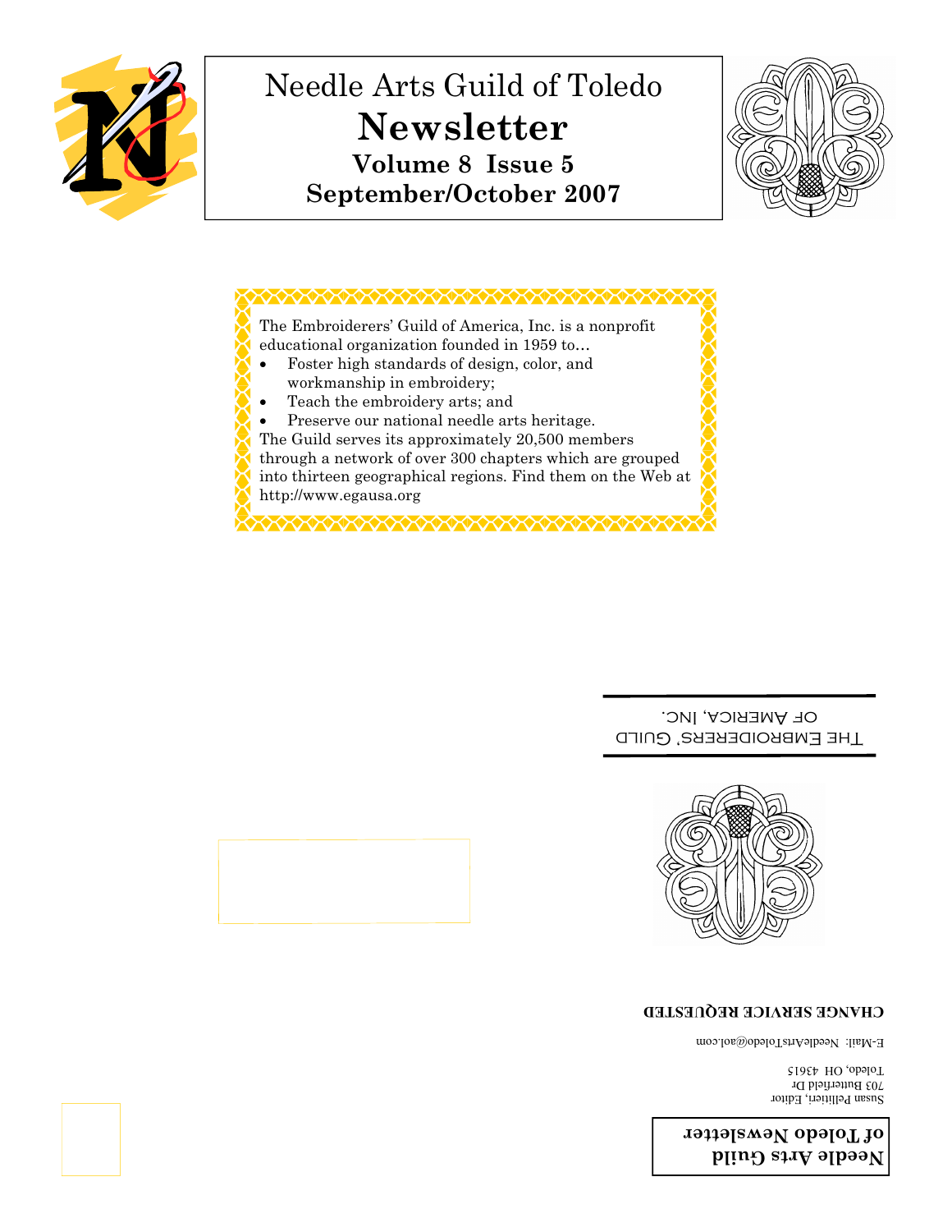# Needle Arts Guild of Toledo

# Newsletter

### Volume 8 Issue 5

### September/October 2007

The Embroiderers' Guild of America, Inc. is a nonprofit educational organization founded in 1959 to…

- Foster high standards of design, color, and workmanship in embroidery;
- Teach the embroidery arts; and
- Preserve our national needle arts heritage.

The Guild serves its approximately 20,500 members through a network of over 300 chapters which are grouped into thirteen geographical regions. Find them on the Web at http://www.egausa.org

THE EMBROIDERERS' GUILD OF AMERICA, INC.

**CHANGE SERVICE REQUESTED**

E-Mail: NeedleArtsToledo@aol.com

Susan Pellitteri, Editor
703 Butterfield Dr
Toledo, OH 43615

**Needle Arts Guild of Toledo Newsletter**